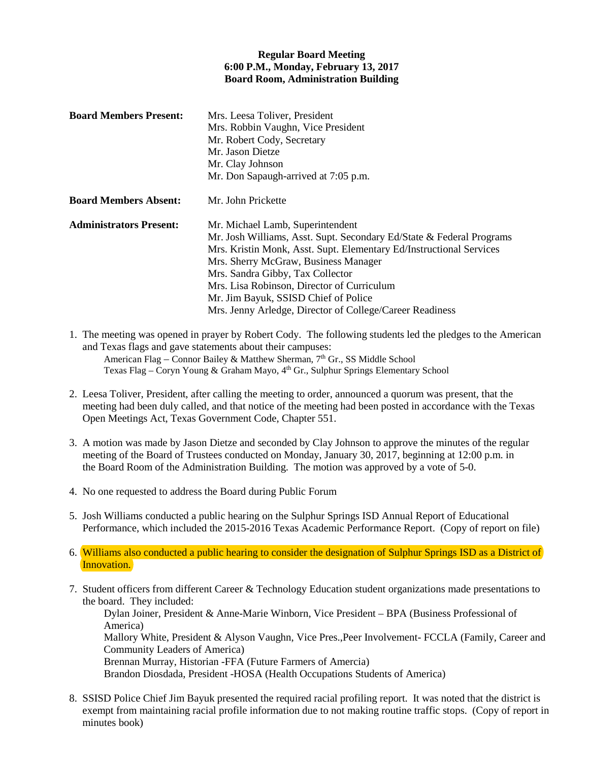**Regular Board Meeting**
**6:00 P.M., Monday, February 13, 2017**
**Board Room, Administration Building**

| | |
|---|---|
| **Board Members Present:** | Mrs. Leesa Toliver, President<br>Mrs. Robbin Vaughn, Vice President<br>Mr. Robert Cody, Secretary<br>Mr. Jason Dietze<br>Mr. Clay Johnson<br>Mr. Don Sapaugh-arrived at 7:05 p.m. |
| **Board Members Absent:** | Mr. John Prickette |
| **Administrators Present:** | Mr. Michael Lamb, Superintendent<br>Mr. Josh Williams, Asst. Supt. Secondary Ed/State & Federal Programs<br>Mrs. Kristin Monk, Asst. Supt. Elementary Ed/Instructional Services<br>Mrs. Sherry McGraw, Business Manager<br>Mrs. Sandra Gibby, Tax Collector<br>Mrs. Lisa Robinson, Director of Curriculum<br>Mr. Jim Bayuk, SSISD Chief of Police<br>Mrs. Jenny Arledge, Director of College/Career Readiness |

1. The meeting was opened in prayer by Robert Cody. The following students led the pledges to the American and Texas flags and gave statements about their campuses:
   American Flag – Connor Bailey & Matthew Sherman, 7th Gr., SS Middle School
   Texas Flag – Coryn Young & Graham Mayo, 4th Gr., Sulphur Springs Elementary School

2. Leesa Toliver, President, after calling the meeting to order, announced a quorum was present, that the meeting had been duly called, and that notice of the meeting had been posted in accordance with the Texas Open Meetings Act, Texas Government Code, Chapter 551.

3. A motion was made by Jason Dietze and seconded by Clay Johnson to approve the minutes of the regular meeting of the Board of Trustees conducted on Monday, January 30, 2017, beginning at 12:00 p.m. in the Board Room of the Administration Building. The motion was approved by a vote of 5-0.

4. No one requested to address the Board during Public Forum

5. Josh Williams conducted a public hearing on the Sulphur Springs ISD Annual Report of Educational Performance, which included the 2015-2016 Texas Academic Performance Report. (Copy of report on file)

6. Williams also conducted a public hearing to consider the designation of Sulphur Springs ISD as a District of Innovation.

7. Student officers from different Career & Technology Education student organizations made presentations to the board. They included:
   Dylan Joiner, President & Anne-Marie Winborn, Vice President – BPA (Business Professional of America)
   Mallory White, President & Alyson Vaughn, Vice Pres.,Peer Involvement- FCCLA (Family, Career and Community Leaders of America)
   Brennan Murray, Historian -FFA (Future Farmers of Amercia)
   Brandon Diosdada, President -HOSA (Health Occupations Students of America)

8. SSISD Police Chief Jim Bayuk presented the required racial profiling report. It was noted that the district is exempt from maintaining racial profile information due to not making routine traffic stops. (Copy of report in minutes book)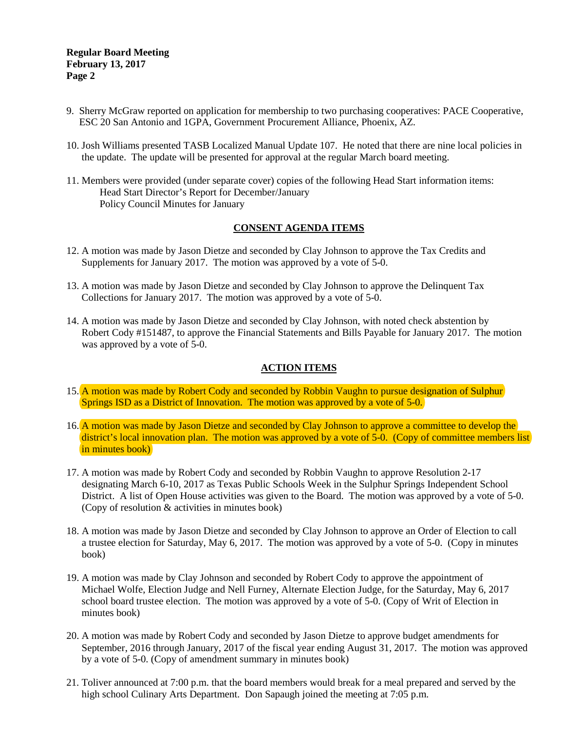9. Sherry McGraw reported on application for membership to two purchasing cooperatives: PACE Cooperative, ESC 20 San Antonio and 1GPA, Government Procurement Alliance, Phoenix, AZ.

10. Josh Williams presented TASB Localized Manual Update 107. He noted that there are nine local policies in the update. The update will be presented for approval at the regular March board meeting.

11. Members were provided (under separate cover) copies of the following Head Start information items:
    Head Start Director's Report for December/January
    Policy Council Minutes for January

## CONSENT AGENDA ITEMS

12. A motion was made by Jason Dietze and seconded by Clay Johnson to approve the Tax Credits and Supplements for January 2017. The motion was approved by a vote of 5-0.

13. A motion was made by Jason Dietze and seconded by Clay Johnson to approve the Delinquent Tax Collections for January 2017. The motion was approved by a vote of 5-0.

14. A motion was made by Jason Dietze and seconded by Clay Johnson, with noted check abstention by Robert Cody #151487, to approve the Financial Statements and Bills Payable for January 2017. The motion was approved by a vote of 5-0.

## ACTION ITEMS

15. A motion was made by Robert Cody and seconded by Robbin Vaughn to pursue designation of Sulphur Springs ISD as a District of Innovation. The motion was approved by a vote of 5-0.

16. A motion was made by Jason Dietze and seconded by Clay Johnson to approve a committee to develop the district's local innovation plan. The motion was approved by a vote of 5-0. (Copy of committee members list in minutes book)

17. A motion was made by Robert Cody and seconded by Robbin Vaughn to approve Resolution 2-17 designating March 6-10, 2017 as Texas Public Schools Week in the Sulphur Springs Independent School District. A list of Open House activities was given to the Board. The motion was approved by a vote of 5-0. (Copy of resolution & activities in minutes book)

18. A motion was made by Jason Dietze and seconded by Clay Johnson to approve an Order of Election to call a trustee election for Saturday, May 6, 2017. The motion was approved by a vote of 5-0. (Copy in minutes book)

19. A motion was made by Clay Johnson and seconded by Robert Cody to approve the appointment of Michael Wolfe, Election Judge and Nell Furney, Alternate Election Judge, for the Saturday, May 6, 2017 school board trustee election. The motion was approved by a vote of 5-0. (Copy of Writ of Election in minutes book)

20. A motion was made by Robert Cody and seconded by Jason Dietze to approve budget amendments for September, 2016 through January, 2017 of the fiscal year ending August 31, 2017. The motion was approved by a vote of 5-0. (Copy of amendment summary in minutes book)

21. Toliver announced at 7:00 p.m. that the board members would break for a meal prepared and served by the high school Culinary Arts Department. Don Sapaugh joined the meeting at 7:05 p.m.